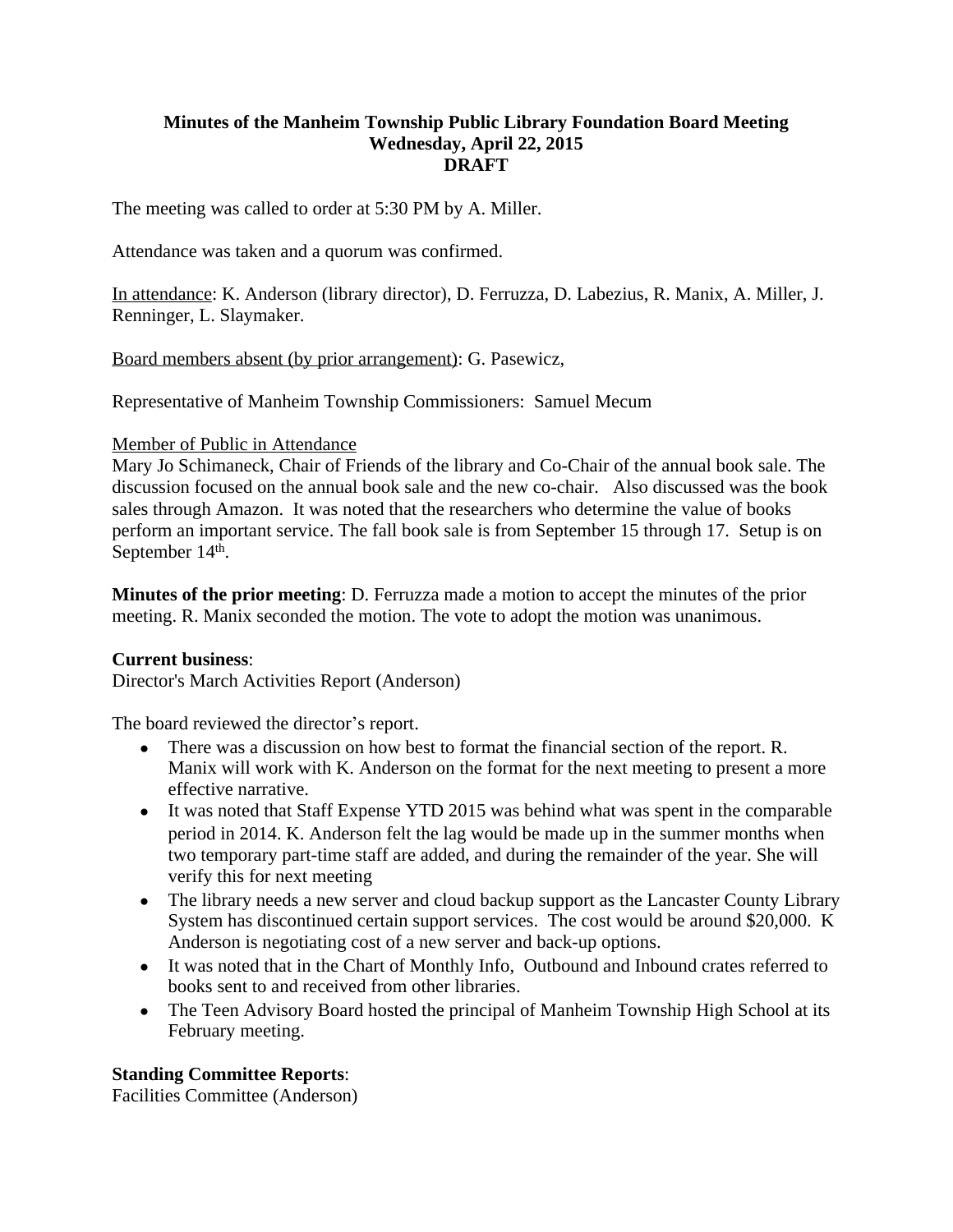# Minutes of the Manheim Township Public Library Foundation Board Meeting
## Wednesday, April 22, 2015
## DRAFT

The meeting was called to order at 5:30 PM by A. Miller.

Attendance was taken and a quorum was confirmed.

In attendance: K. Anderson (library director), D. Ferruzza, D. Labezius, R. Manix, A. Miller, J. Renninger, L. Slaymaker.

Board members absent (by prior arrangement): G. Pasewicz,

Representative of Manheim Township Commissioners: Samuel Mecum

Member of Public in Attendance

Mary Jo Schimaneck, Chair of Friends of the library and Co-Chair of the annual book sale. The discussion focused on the annual book sale and the new co-chair. Also discussed was the book sales through Amazon. It was noted that the researchers who determine the value of books perform an important service. The fall book sale is from September 15 through 17. Setup is on September 14th.

**Minutes of the prior meeting**: D. Ferruzza made a motion to accept the minutes of the prior meeting. R. Manix seconded the motion. The vote to adopt the motion was unanimous.

**Current business**:

Director's March Activities Report (Anderson)

The board reviewed the director's report.

- There was a discussion on how best to format the financial section of the report. R. Manix will work with K. Anderson on the format for the next meeting to present a more effective narrative.
- It was noted that Staff Expense YTD 2015 was behind what was spent in the comparable period in 2014. K. Anderson felt the lag would be made up in the summer months when two temporary part-time staff are added, and during the remainder of the year. She will verify this for next meeting
- The library needs a new server and cloud backup support as the Lancaster County Library System has discontinued certain support services. The cost would be around $20,000. K Anderson is negotiating cost of a new server and back-up options.
- It was noted that in the Chart of Monthly Info, Outbound and Inbound crates referred to books sent to and received from other libraries.
- The Teen Advisory Board hosted the principal of Manheim Township High School at its February meeting.

**Standing Committee Reports**:

Facilities Committee (Anderson)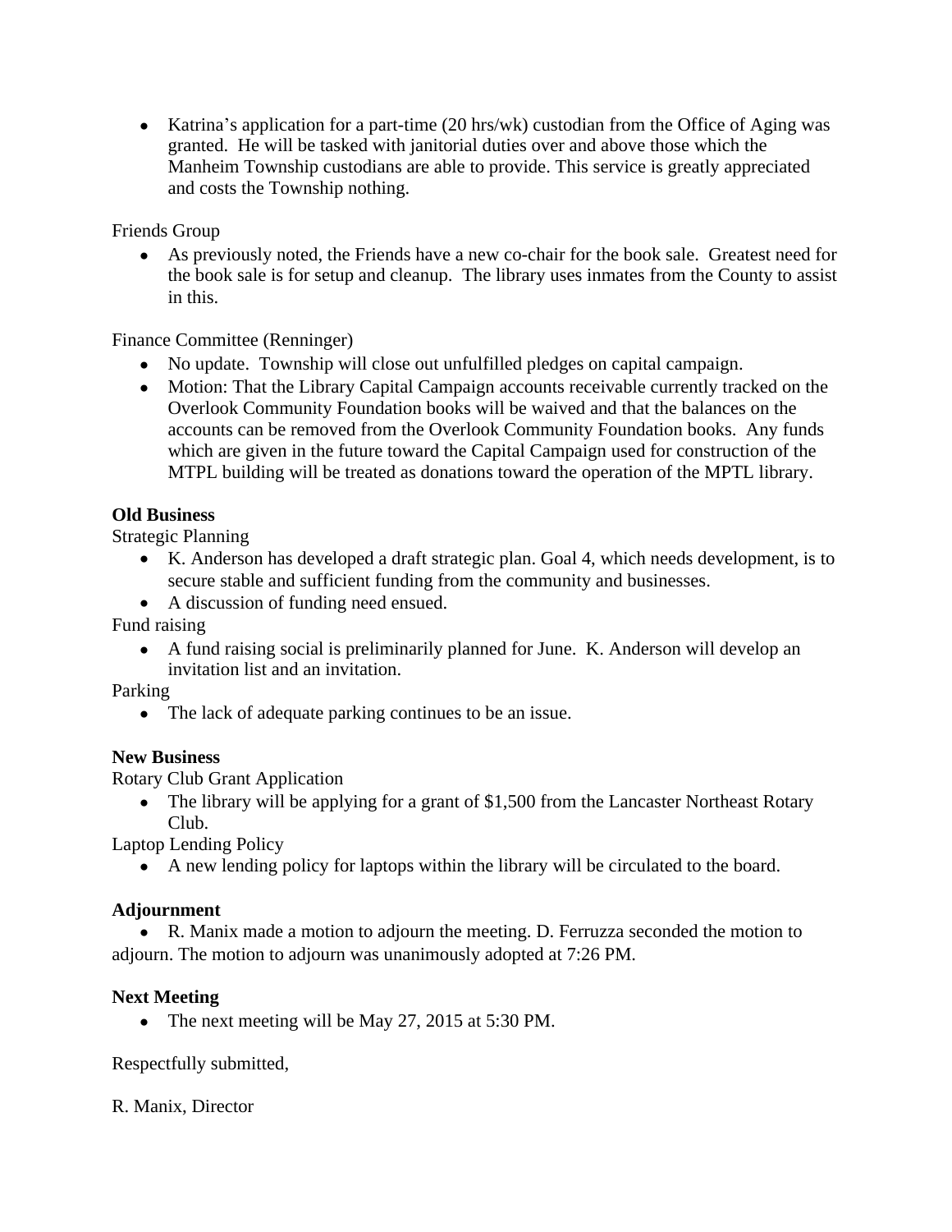- Katrina's application for a part-time (20 hrs/wk) custodian from the Office of Aging was granted. He will be tasked with janitorial duties over and above those which the Manheim Township custodians are able to provide. This service is greatly appreciated and costs the Township nothing.

Friends Group

- As previously noted, the Friends have a new co-chair for the book sale. Greatest need for the book sale is for setup and cleanup. The library uses inmates from the County to assist in this.

Finance Committee (Renninger)

- No update. Township will close out unfulfilled pledges on capital campaign.
- Motion: That the Library Capital Campaign accounts receivable currently tracked on the Overlook Community Foundation books will be waived and that the balances on the accounts can be removed from the Overlook Community Foundation books. Any funds which are given in the future toward the Capital Campaign used for construction of the MTPL building will be treated as donations toward the operation of the MPTL library.

**Old Business**

Strategic Planning

- K. Anderson has developed a draft strategic plan. Goal 4, which needs development, is to secure stable and sufficient funding from the community and businesses.
- A discussion of funding need ensued.

Fund raising

- A fund raising social is preliminarily planned for June. K. Anderson will develop an invitation list and an invitation.

Parking

- The lack of adequate parking continues to be an issue.

**New Business**

Rotary Club Grant Application

- The library will be applying for a grant of $1,500 from the Lancaster Northeast Rotary Club.

Laptop Lending Policy

- A new lending policy for laptops within the library will be circulated to the board.

**Adjournment**

- R. Manix made a motion to adjourn the meeting. D. Ferruzza seconded the motion to adjourn. The motion to adjourn was unanimously adopted at 7:26 PM.

**Next Meeting**

- The next meeting will be May 27, 2015 at 5:30 PM.

Respectfully submitted,

R. Manix, Director